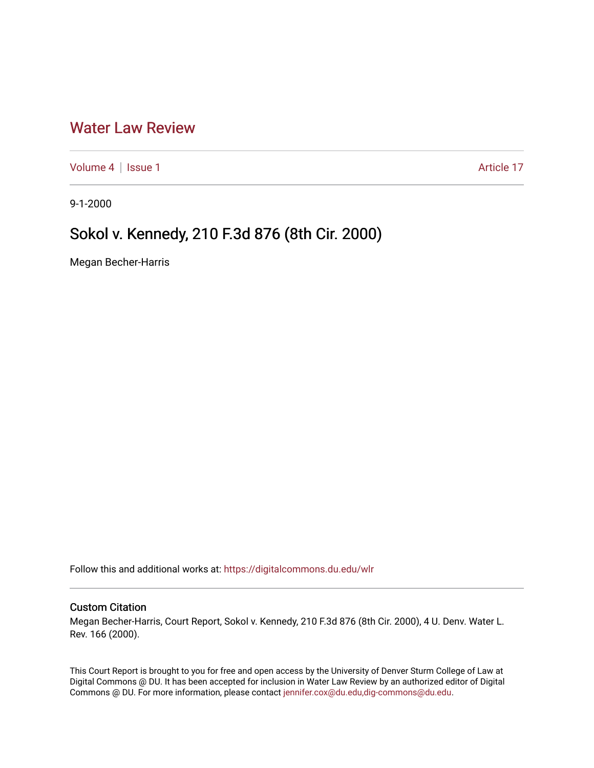# Water Law Review

Volume 4 | Issue 1 | Article 17

9-1-2000

## Sokol v. Kennedy, 210 F.3d 876 (8th Cir. 2000)

Megan Becher-Harris

Follow this and additional works at: https://digitalcommons.du.edu/wlr

### Custom Citation

Megan Becher-Harris, Court Report, Sokol v. Kennedy, 210 F.3d 876 (8th Cir. 2000), 4 U. Denv. Water L. Rev. 166 (2000).

This Court Report is brought to you for free and open access by the University of Denver Sturm College of Law at Digital Commons @ DU. It has been accepted for inclusion in Water Law Review by an authorized editor of Digital Commons @ DU. For more information, please contact jennifer.cox@du.edu,dig-commons@du.edu.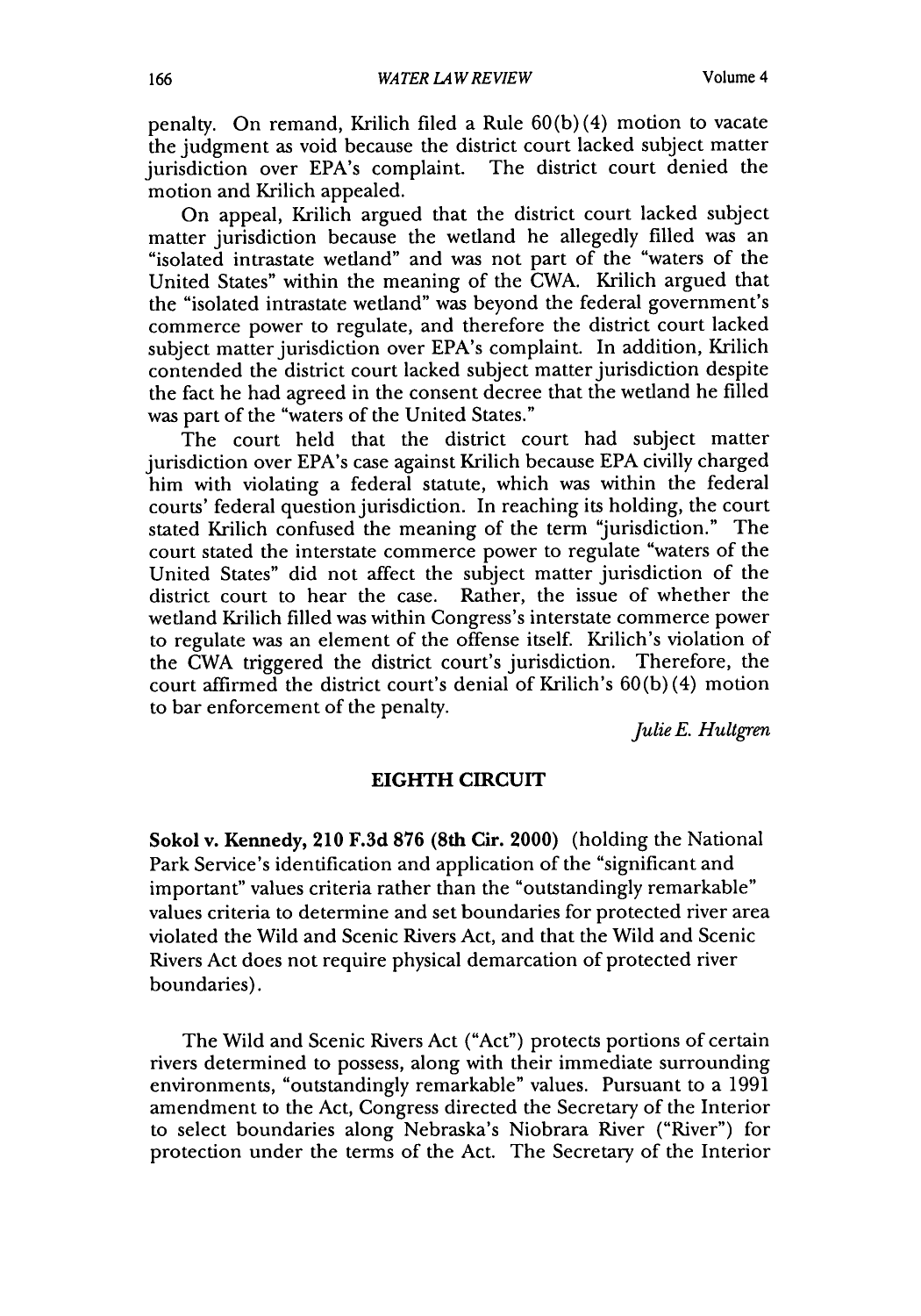penalty. On remand, Krilich filed a Rule 60(b)(4) motion to vacate the judgment as void because the district court lacked subject matter jurisdiction over EPA's complaint. The district court denied the motion and Krilich appealed.

On appeal, Krilich argued that the district court lacked subject matter jurisdiction because the wetland he allegedly filled was an "isolated intrastate wetland" and was not part of the "waters of the United States" within the meaning of the CWA. Krilich argued that the "isolated intrastate wetland" was beyond the federal government's commerce power to regulate, and therefore the district court lacked subject matter jurisdiction over EPA's complaint. In addition, Krilich contended the district court lacked subject matter jurisdiction despite the fact he had agreed in the consent decree that the wetland he filled was part of the "waters of the United States."

The court held that the district court had subject matter jurisdiction over EPA's case against Krilich because EPA civilly charged him with violating a federal statute, which was within the federal courts' federal question jurisdiction. In reaching its holding, the court stated Krilich confused the meaning of the term "jurisdiction." The court stated the interstate commerce power to regulate "waters of the United States" did not affect the subject matter jurisdiction of the district court to hear the case. Rather, the issue of whether the wetland Krilich filled was within Congress's interstate commerce power to regulate was an element of the offense itself. Krilich's violation of the CWA triggered the district court's jurisdiction. Therefore, the court affirmed the district court's denial of Krilich's 60(b)(4) motion to bar enforcement of the penalty.

*Julie E. Hultgren*

## EIGHTH CIRCUIT

**Sokol v. Kennedy, 210 F.3d 876 (8th Cir. 2000)** (holding the National Park Service's identification and application of the "significant and important" values criteria rather than the "outstandingly remarkable" values criteria to determine and set boundaries for protected river area violated the Wild and Scenic Rivers Act, and that the Wild and Scenic Rivers Act does not require physical demarcation of protected river boundaries).

The Wild and Scenic Rivers Act ("Act") protects portions of certain rivers determined to possess, along with their immediate surrounding environments, "outstandingly remarkable" values. Pursuant to a 1991 amendment to the Act, Congress directed the Secretary of the Interior to select boundaries along Nebraska's Niobrara River ("River") for protection under the terms of the Act. The Secretary of the Interior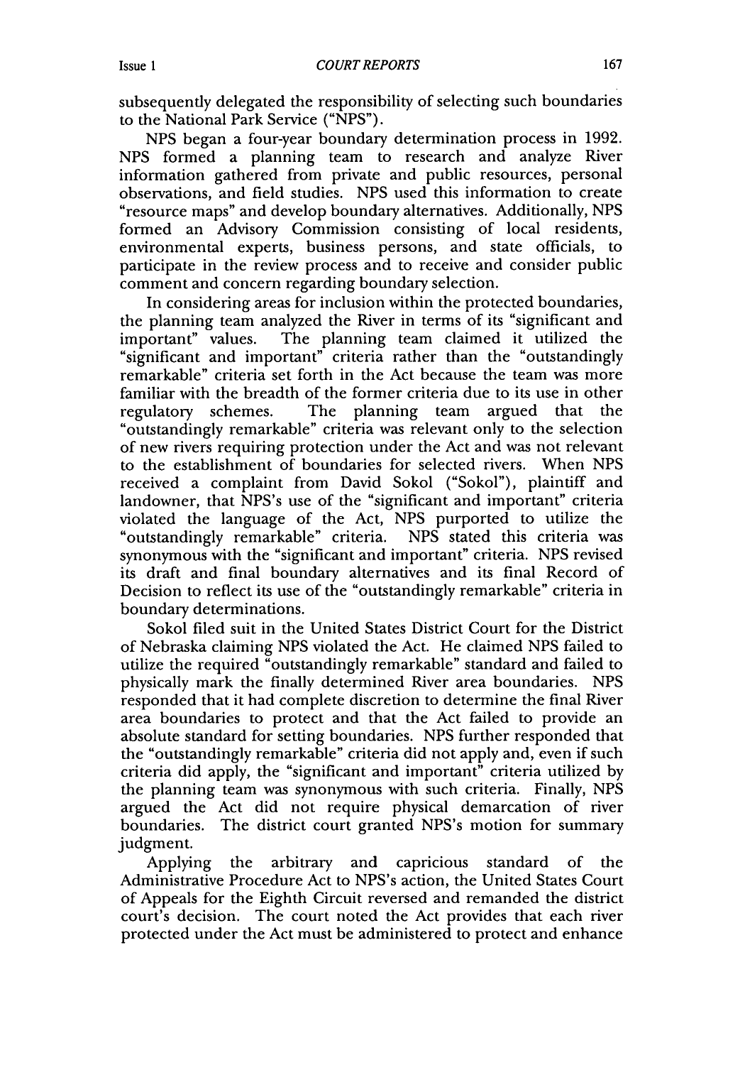subsequently delegated the responsibility of selecting such boundaries to the National Park Service ("NPS").

NPS began a four-year boundary determination process in 1992. NPS formed a planning team to research and analyze River information gathered from private and public resources, personal observations, and field studies. NPS used this information to create "resource maps" and develop boundary alternatives. Additionally, NPS formed an Advisory Commission consisting of local residents, environmental experts, business persons, and state officials, to participate in the review process and to receive and consider public comment and concern regarding boundary selection.

In considering areas for inclusion within the protected boundaries, the planning team analyzed the River in terms of its "significant and important" values. The planning team claimed it utilized the "significant and important" criteria rather than the "outstandingly remarkable" criteria set forth in the Act because the team was more familiar with the breadth of the former criteria due to its use in other regulatory schemes. The planning team argued that the "outstandingly remarkable" criteria was relevant only to the selection of new rivers requiring protection under the Act and was not relevant to the establishment of boundaries for selected rivers. When NPS received a complaint from David Sokol ("Sokol"), plaintiff and landowner, that NPS's use of the "significant and important" criteria violated the language of the Act, NPS purported to utilize the "outstandingly remarkable" criteria. NPS stated this criteria was synonymous with the "significant and important" criteria. NPS revised its draft and final boundary alternatives and its final Record of Decision to reflect its use of the "outstandingly remarkable" criteria in boundary determinations.

Sokol filed suit in the United States District Court for the District of Nebraska claiming NPS violated the Act. He claimed NPS failed to utilize the required "outstandingly remarkable" standard and failed to physically mark the finally determined River area boundaries. NPS responded that it had complete discretion to determine the final River area boundaries to protect and that the Act failed to provide an absolute standard for setting boundaries. NPS further responded that the "outstandingly remarkable" criteria did not apply and, even if such criteria did apply, the "significant and important" criteria utilized by the planning team was synonymous with such criteria. Finally, NPS argued the Act did not require physical demarcation of river boundaries. The district court granted NPS's motion for summary judgment.

Applying the arbitrary and capricious standard of the Administrative Procedure Act to NPS's action, the United States Court of Appeals for the Eighth Circuit reversed and remanded the district court's decision. The court noted the Act provides that each river protected under the Act must be administered to protect and enhance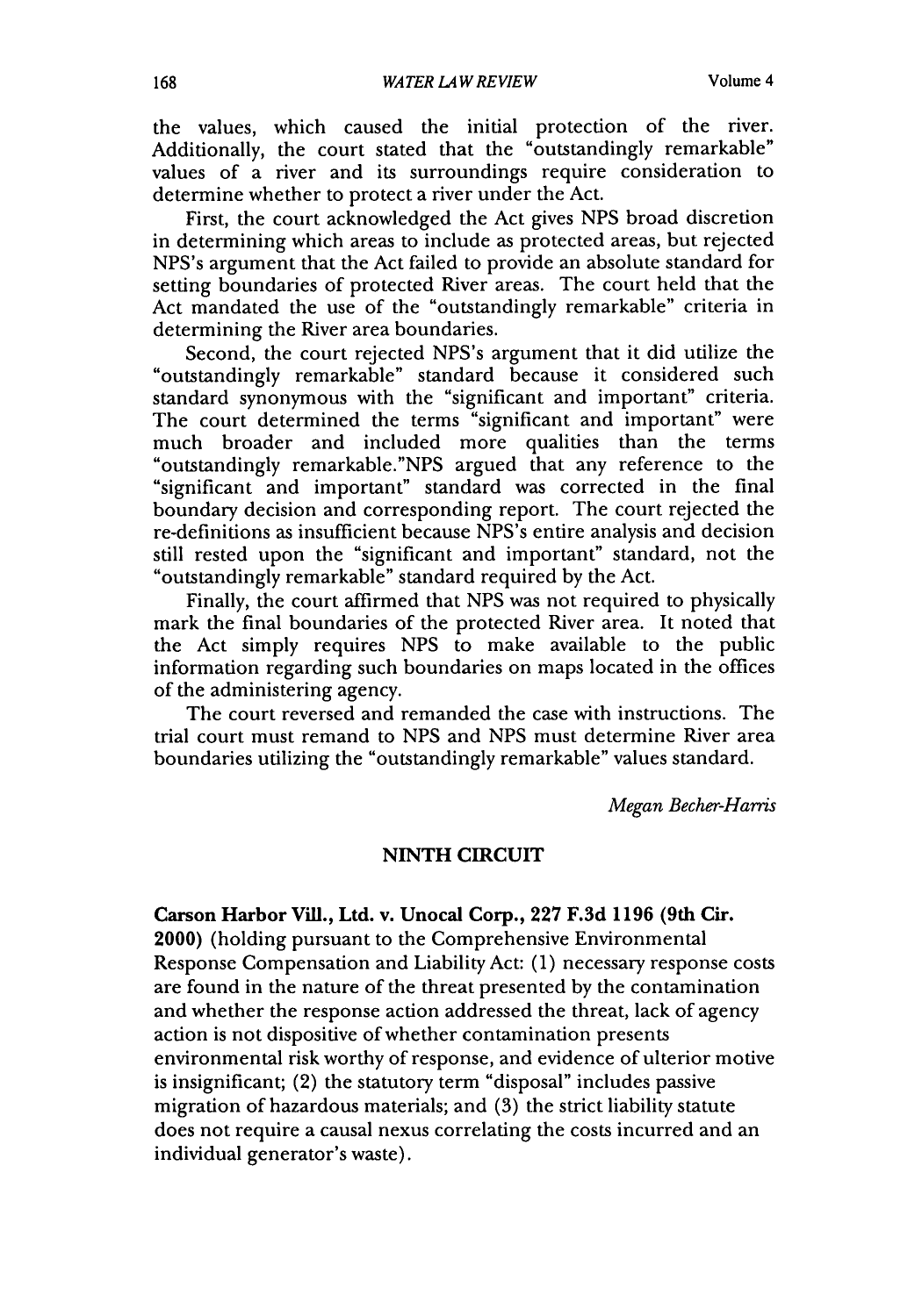the values, which caused the initial protection of the river. Additionally, the court stated that the "outstandingly remarkable" values of a river and its surroundings require consideration to determine whether to protect a river under the Act.

First, the court acknowledged the Act gives NPS broad discretion in determining which areas to include as protected areas, but rejected NPS's argument that the Act failed to provide an absolute standard for setting boundaries of protected River areas. The court held that the Act mandated the use of the "outstandingly remarkable" criteria in determining the River area boundaries.

Second, the court rejected NPS's argument that it did utilize the "outstandingly remarkable" standard because it considered such standard synonymous with the "significant and important" criteria. The court determined the terms "significant and important" were much broader and included more qualities than the terms "outstandingly remarkable."NPS argued that any reference to the "significant and important" standard was corrected in the final boundary decision and corresponding report. The court rejected the re-definitions as insufficient because NPS's entire analysis and decision still rested upon the "significant and important" standard, not the "outstandingly remarkable" standard required by the Act.

Finally, the court affirmed that NPS was not required to physically mark the final boundaries of the protected River area. It noted that the Act simply requires NPS to make available to the public information regarding such boundaries on maps located in the offices of the administering agency.

The court reversed and remanded the case with instructions. The trial court must remand to NPS and NPS must determine River area boundaries utilizing the "outstandingly remarkable" values standard.

*Megan Becher-Harris*

## NINTH CIRCUIT

**Carson Harbor Vill., Ltd. v. Unocal Corp., 227 F.3d 1196 (9th Cir. 2000)** (holding pursuant to the Comprehensive Environmental Response Compensation and Liability Act: (1) necessary response costs are found in the nature of the threat presented by the contamination and whether the response action addressed the threat, lack of agency action is not dispositive of whether contamination presents environmental risk worthy of response, and evidence of ulterior motive is insignificant; (2) the statutory term "disposal" includes passive migration of hazardous materials; and (3) the strict liability statute does not require a causal nexus correlating the costs incurred and an individual generator's waste).